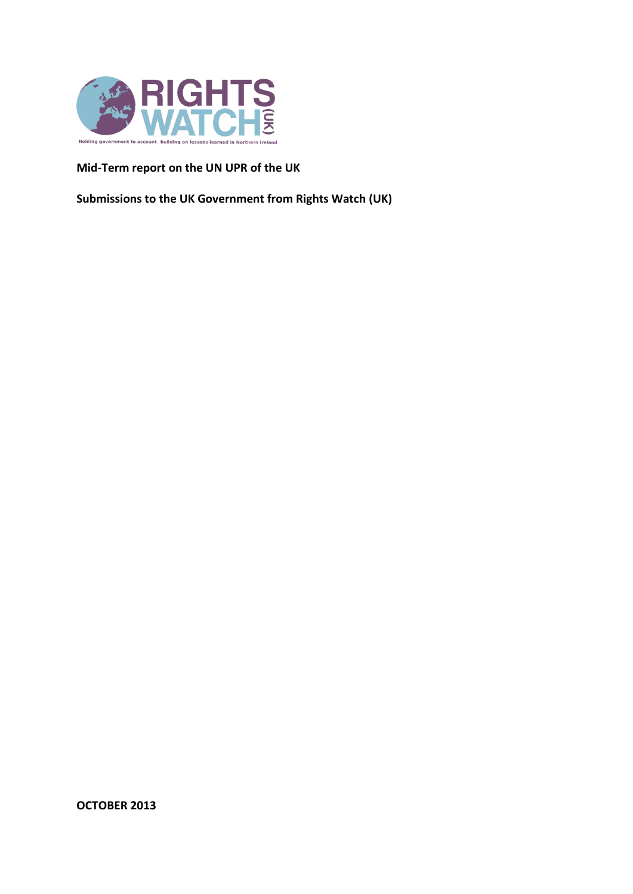**Mid-Term report on the UN UPR of the UK**

**Submissions to the UK Government from Rights Watch (UK)**

**OCTOBER 2013**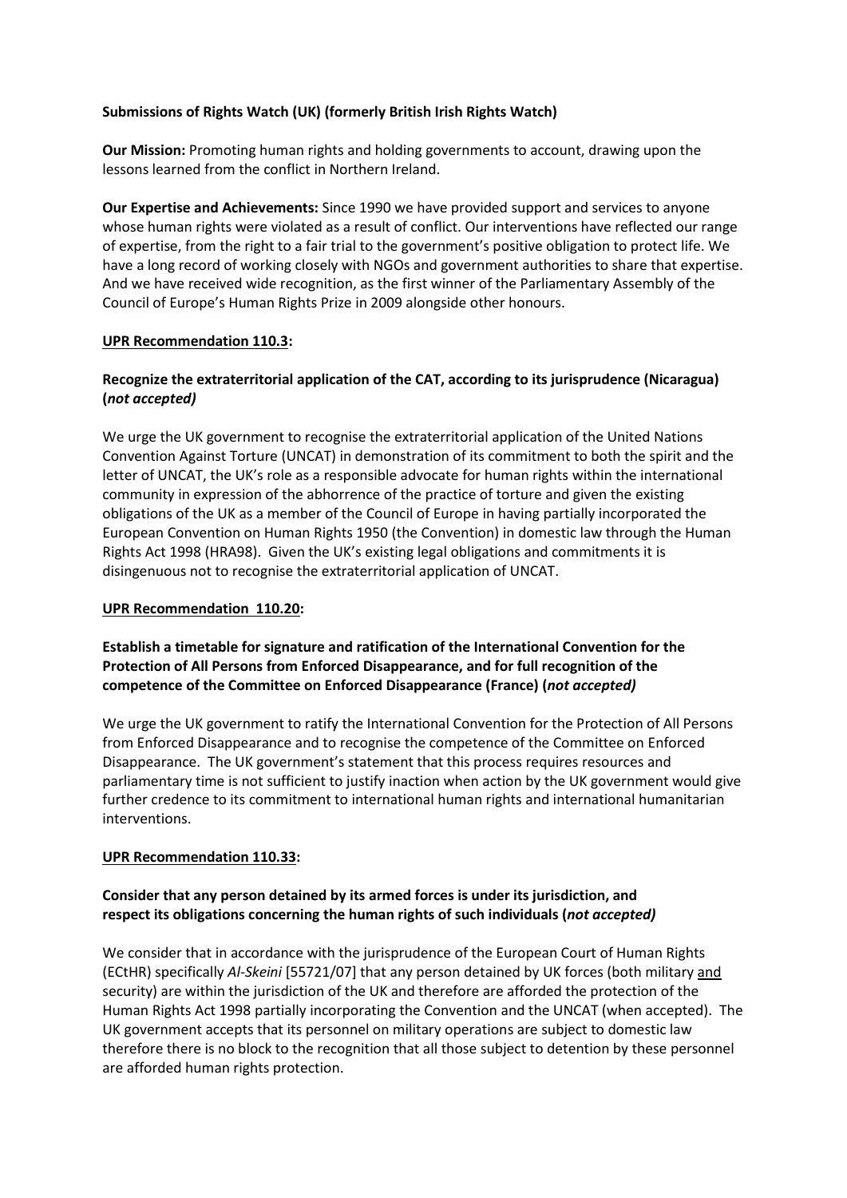**Submissions of Rights Watch (UK) (formerly British Irish Rights Watch)**

**Our Mission:** Promoting human rights and holding governments to account, drawing upon the lessons learned from the conflict in Northern Ireland.

**Our Expertise and Achievements:** Since 1990 we have provided support and services to anyone whose human rights were violated as a result of conflict. Our interventions have reflected our range of expertise, from the right to a fair trial to the government's positive obligation to protect life. We have a long record of working closely with NGOs and government authorities to share that expertise. And we have received wide recognition, as the first winner of the Parliamentary Assembly of the Council of Europe's Human Rights Prize in 2009 alongside other honours.

**UPR Recommendation 110.3:**

**Recognize the extraterritorial application of the CAT, according to its jurisprudence (Nicaragua) (*not accepted*)**

We urge the UK government to recognise the extraterritorial application of the United Nations Convention Against Torture (UNCAT) in demonstration of its commitment to both the spirit and the letter of UNCAT, the UK's role as a responsible advocate for human rights within the international community in expression of the abhorrence of the practice of torture and given the existing obligations of the UK as a member of the Council of Europe in having partially incorporated the European Convention on Human Rights 1950 (the Convention) in domestic law through the Human Rights Act 1998 (HRA98). Given the UK's existing legal obligations and commitments it is disingenuous not to recognise the extraterritorial application of UNCAT.

**UPR Recommendation 110.20:**

**Establish a timetable for signature and ratification of the International Convention for the Protection of All Persons from Enforced Disappearance, and for full recognition of the competence of the Committee on Enforced Disappearance (France) (*not accepted*)**

We urge the UK government to ratify the International Convention for the Protection of All Persons from Enforced Disappearance and to recognise the competence of the Committee on Enforced Disappearance. The UK government's statement that this process requires resources and parliamentary time is not sufficient to justify inaction when action by the UK government would give further credence to its commitment to international human rights and international humanitarian interventions.

**UPR Recommendation 110.33:**

**Consider that any person detained by its armed forces is under its jurisdiction, and respect its obligations concerning the human rights of such individuals (*not accepted*)**

We consider that in accordance with the jurisprudence of the European Court of Human Rights (ECtHR) specifically *Al-Skeini* [55721/07] that any person detained by UK forces (both military and security) are within the jurisdiction of the UK and therefore are afforded the protection of the Human Rights Act 1998 partially incorporating the Convention and the UNCAT (when accepted). The UK government accepts that its personnel on military operations are subject to domestic law therefore there is no block to the recognition that all those subject to detention by these personnel are afforded human rights protection.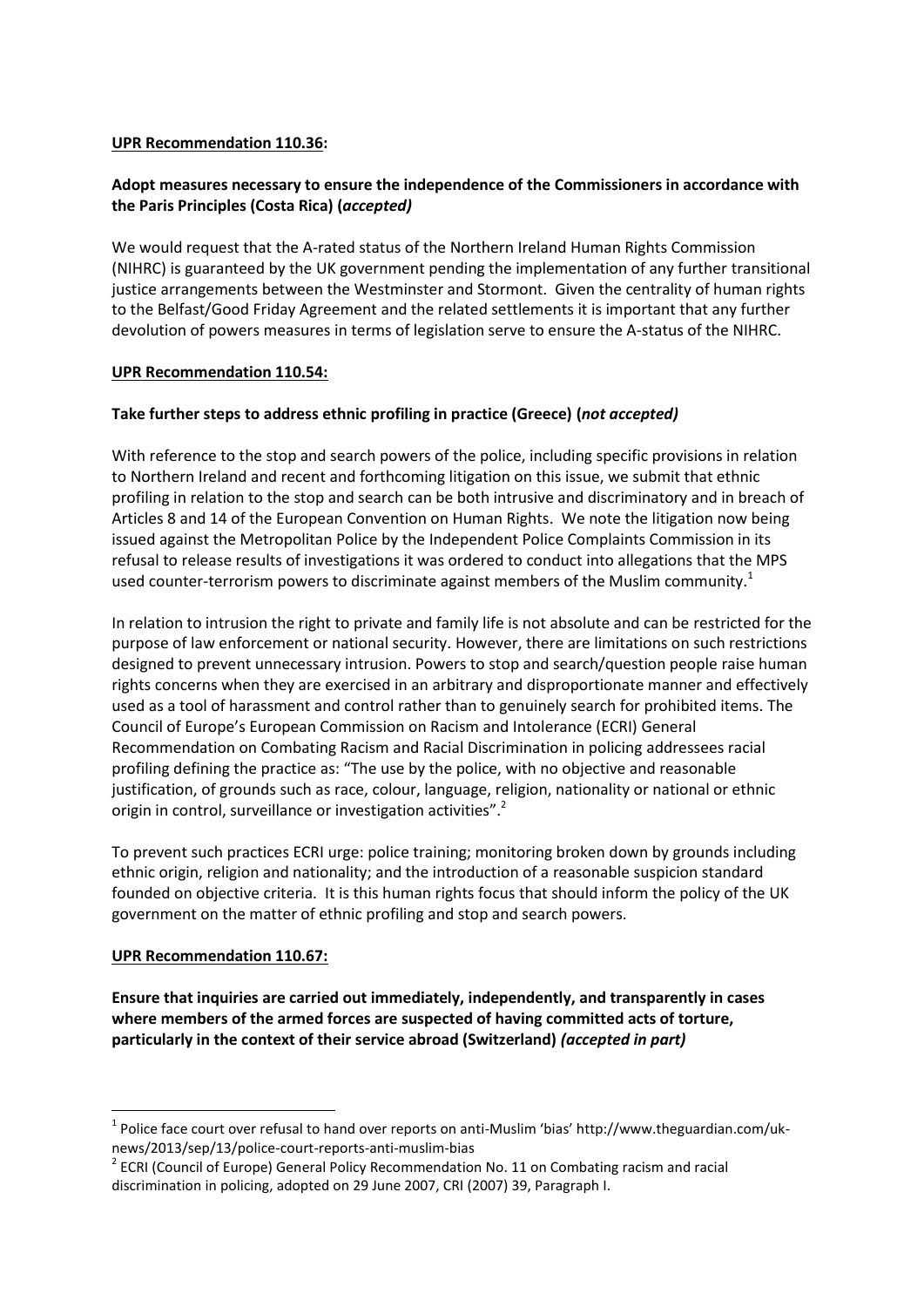**<u>UPR Recommendation 110.36</u>:**

**Adopt measures necessary to ensure the independence of the Commissioners in accordance with the Paris Principles (Costa Rica) (*accepted)***

We would request that the A-rated status of the Northern Ireland Human Rights Commission (NIHRC) is guaranteed by the UK government pending the implementation of any further transitional justice arrangements between the Westminster and Stormont. Given the centrality of human rights to the Belfast/Good Friday Agreement and the related settlements it is important that any further devolution of powers measures in terms of legislation serve to ensure the A-status of the NIHRC.

**<u>UPR Recommendation 110.54:</u>**

**Take further steps to address ethnic profiling in practice (Greece) (*not accepted)***

With reference to the stop and search powers of the police, including specific provisions in relation to Northern Ireland and recent and forthcoming litigation on this issue, we submit that ethnic profiling in relation to the stop and search can be both intrusive and discriminatory and in breach of Articles 8 and 14 of the European Convention on Human Rights. We note the litigation now being issued against the Metropolitan Police by the Independent Police Complaints Commission in its refusal to release results of investigations it was ordered to conduct into allegations that the MPS used counter-terrorism powers to discriminate against members of the Muslim community.[1]

In relation to intrusion the right to private and family life is not absolute and can be restricted for the purpose of law enforcement or national security. However, there are limitations on such restrictions designed to prevent unnecessary intrusion. Powers to stop and search/question people raise human rights concerns when they are exercised in an arbitrary and disproportionate manner and effectively used as a tool of harassment and control rather than to genuinely search for prohibited items. The Council of Europe's European Commission on Racism and Intolerance (ECRI) General Recommendation on Combating Racism and Racial Discrimination in policing addressees racial profiling defining the practice as: "The use by the police, with no objective and reasonable justification, of grounds such as race, colour, language, religion, nationality or national or ethnic origin in control, surveillance or investigation activities".[2]

To prevent such practices ECRI urge: police training; monitoring broken down by grounds including ethnic origin, religion and nationality; and the introduction of a reasonable suspicion standard founded on objective criteria. It is this human rights focus that should inform the policy of the UK government on the matter of ethnic profiling and stop and search powers.

**<u>UPR Recommendation 110.67:</u>**

**Ensure that inquiries are carried out immediately, independently, and transparently in cases where members of the armed forces are suspected of having committed acts of torture, particularly in the context of their service abroad (Switzerland) *(accepted in part)***

---

[1] Police face court over refusal to hand over reports on anti-Muslim 'bias' http://www.theguardian.com/uk-news/2013/sep/13/police-court-reports-anti-muslim-bias

[2] ECRI (Council of Europe) General Policy Recommendation No. 11 on Combating racism and racial discrimination in policing, adopted on 29 June 2007, CRI (2007) 39, Paragraph I.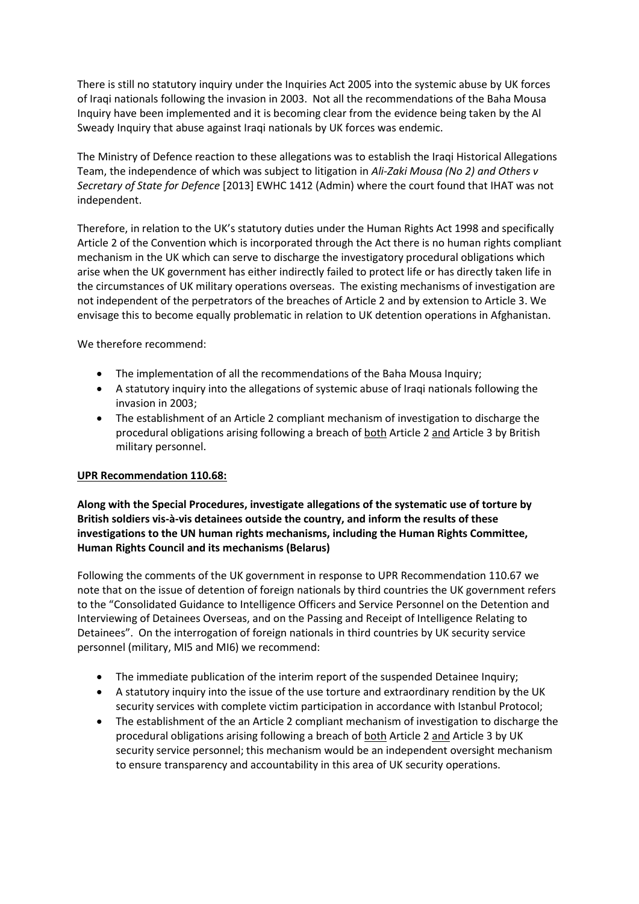There is still no statutory inquiry under the Inquiries Act 2005 into the systemic abuse by UK forces of Iraqi nationals following the invasion in 2003. Not all the recommendations of the Baha Mousa Inquiry have been implemented and it is becoming clear from the evidence being taken by the Al Sweady Inquiry that abuse against Iraqi nationals by UK forces was endemic.

The Ministry of Defence reaction to these allegations was to establish the Iraqi Historical Allegations Team, the independence of which was subject to litigation in *Ali-Zaki Mousa (No 2) and Others v Secretary of State for Defence* [2013] EWHC 1412 (Admin) where the court found that IHAT was not independent.

Therefore, in relation to the UK's statutory duties under the Human Rights Act 1998 and specifically Article 2 of the Convention which is incorporated through the Act there is no human rights compliant mechanism in the UK which can serve to discharge the investigatory procedural obligations which arise when the UK government has either indirectly failed to protect life or has directly taken life in the circumstances of UK military operations overseas. The existing mechanisms of investigation are not independent of the perpetrators of the breaches of Article 2 and by extension to Article 3. We envisage this to become equally problematic in relation to UK detention operations in Afghanistan.

We therefore recommend:

- The implementation of all the recommendations of the Baha Mousa Inquiry;
- A statutory inquiry into the allegations of systemic abuse of Iraqi nationals following the invasion in 2003;
- The establishment of an Article 2 compliant mechanism of investigation to discharge the procedural obligations arising following a breach of <u>both</u> Article 2 <u>and</u> Article 3 by British military personnel.

**<u>UPR Recommendation 110.68:</u>**

**Along with the Special Procedures, investigate allegations of the systematic use of torture by British soldiers vis-à-vis detainees outside the country, and inform the results of these investigations to the UN human rights mechanisms, including the Human Rights Committee, Human Rights Council and its mechanisms (Belarus)**

Following the comments of the UK government in response to UPR Recommendation 110.67 we note that on the issue of detention of foreign nationals by third countries the UK government refers to the "Consolidated Guidance to Intelligence Officers and Service Personnel on the Detention and Interviewing of Detainees Overseas, and on the Passing and Receipt of Intelligence Relating to Detainees". On the interrogation of foreign nationals in third countries by UK security service personnel (military, MI5 and MI6) we recommend:

- The immediate publication of the interim report of the suspended Detainee Inquiry;
- A statutory inquiry into the issue of the use torture and extraordinary rendition by the UK security services with complete victim participation in accordance with Istanbul Protocol;
- The establishment of the an Article 2 compliant mechanism of investigation to discharge the procedural obligations arising following a breach of <u>both</u> Article 2 <u>and</u> Article 3 by UK security service personnel; this mechanism would be an independent oversight mechanism to ensure transparency and accountability in this area of UK security operations.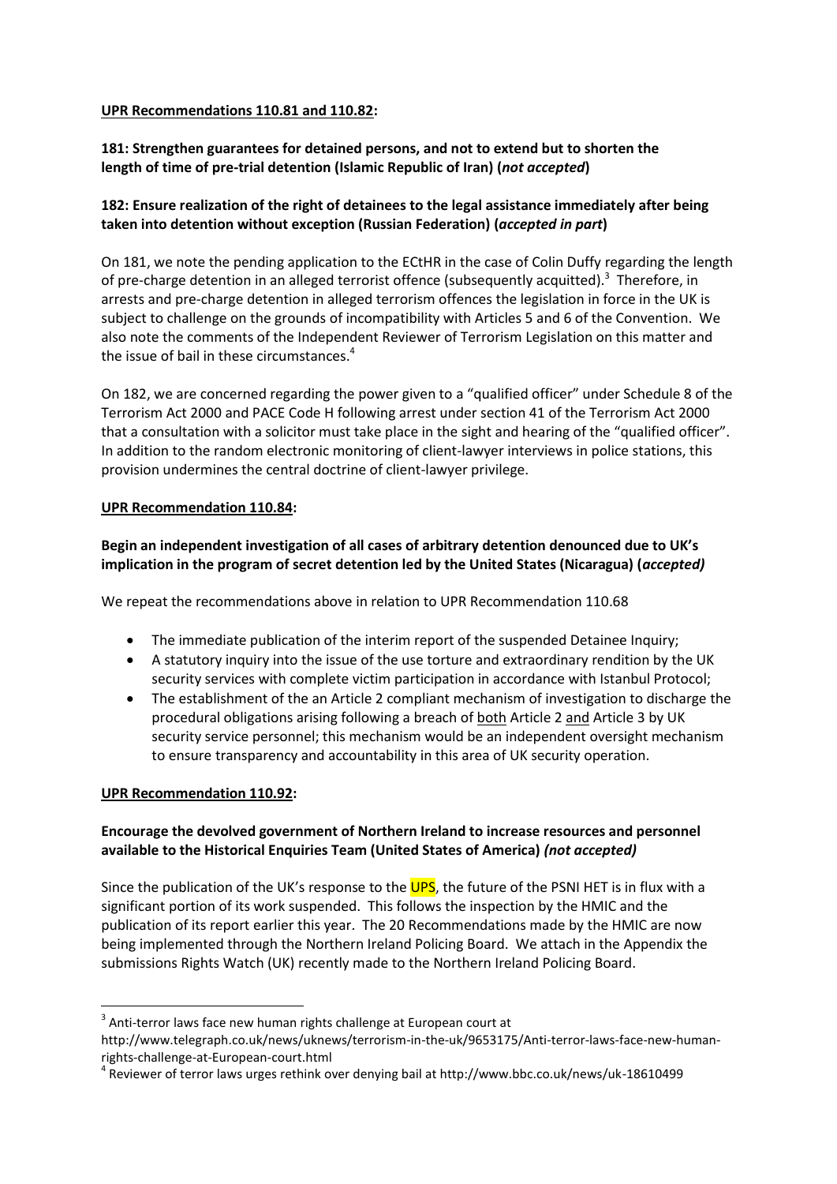**UPR Recommendations 110.81 and 110.82:**

**181: Strengthen guarantees for detained persons, and not to extend but to shorten the length of time of pre-trial detention (Islamic Republic of Iran) (*not accepted*)**

**182: Ensure realization of the right of detainees to the legal assistance immediately after being taken into detention without exception (Russian Federation) (*accepted in part*)**

On 181, we note the pending application to the ECtHR in the case of Colin Duffy regarding the length of pre-charge detention in an alleged terrorist offence (subsequently acquitted).[3] Therefore, in arrests and pre-charge detention in alleged terrorism offences the legislation in force in the UK is subject to challenge on the grounds of incompatibility with Articles 5 and 6 of the Convention. We also note the comments of the Independent Reviewer of Terrorism Legislation on this matter and the issue of bail in these circumstances.[4]

On 182, we are concerned regarding the power given to a "qualified officer" under Schedule 8 of the Terrorism Act 2000 and PACE Code H following arrest under section 41 of the Terrorism Act 2000 that a consultation with a solicitor must take place in the sight and hearing of the "qualified officer". In addition to the random electronic monitoring of client-lawyer interviews in police stations, this provision undermines the central doctrine of client-lawyer privilege.

**UPR Recommendation 110.84:**

**Begin an independent investigation of all cases of arbitrary detention denounced due to UK's implication in the program of secret detention led by the United States (Nicaragua) (*accepted*)**

We repeat the recommendations above in relation to UPR Recommendation 110.68

- The immediate publication of the interim report of the suspended Detainee Inquiry;
- A statutory inquiry into the issue of the use torture and extraordinary rendition by the UK security services with complete victim participation in accordance with Istanbul Protocol;
- The establishment of the an Article 2 compliant mechanism of investigation to discharge the procedural obligations arising following a breach of both Article 2 and Article 3 by UK security service personnel; this mechanism would be an independent oversight mechanism to ensure transparency and accountability in this area of UK security operation.

**UPR Recommendation 110.92:**

**Encourage the devolved government of Northern Ireland to increase resources and personnel available to the Historical Enquiries Team (United States of America) *(not accepted)***

Since the publication of the UK's response to the UPS, the future of the PSNI HET is in flux with a significant portion of its work suspended. This follows the inspection by the HMIC and the publication of its report earlier this year. The 20 Recommendations made by the HMIC are now being implemented through the Northern Ireland Policing Board. We attach in the Appendix the submissions Rights Watch (UK) recently made to the Northern Ireland Policing Board.

[3] Anti-terror laws face new human rights challenge at European court at http://www.telegraph.co.uk/news/uknews/terrorism-in-the-uk/9653175/Anti-terror-laws-face-new-human-rights-challenge-at-European-court.html

[4] Reviewer of terror laws urges rethink over denying bail at http://www.bbc.co.uk/news/uk-18610499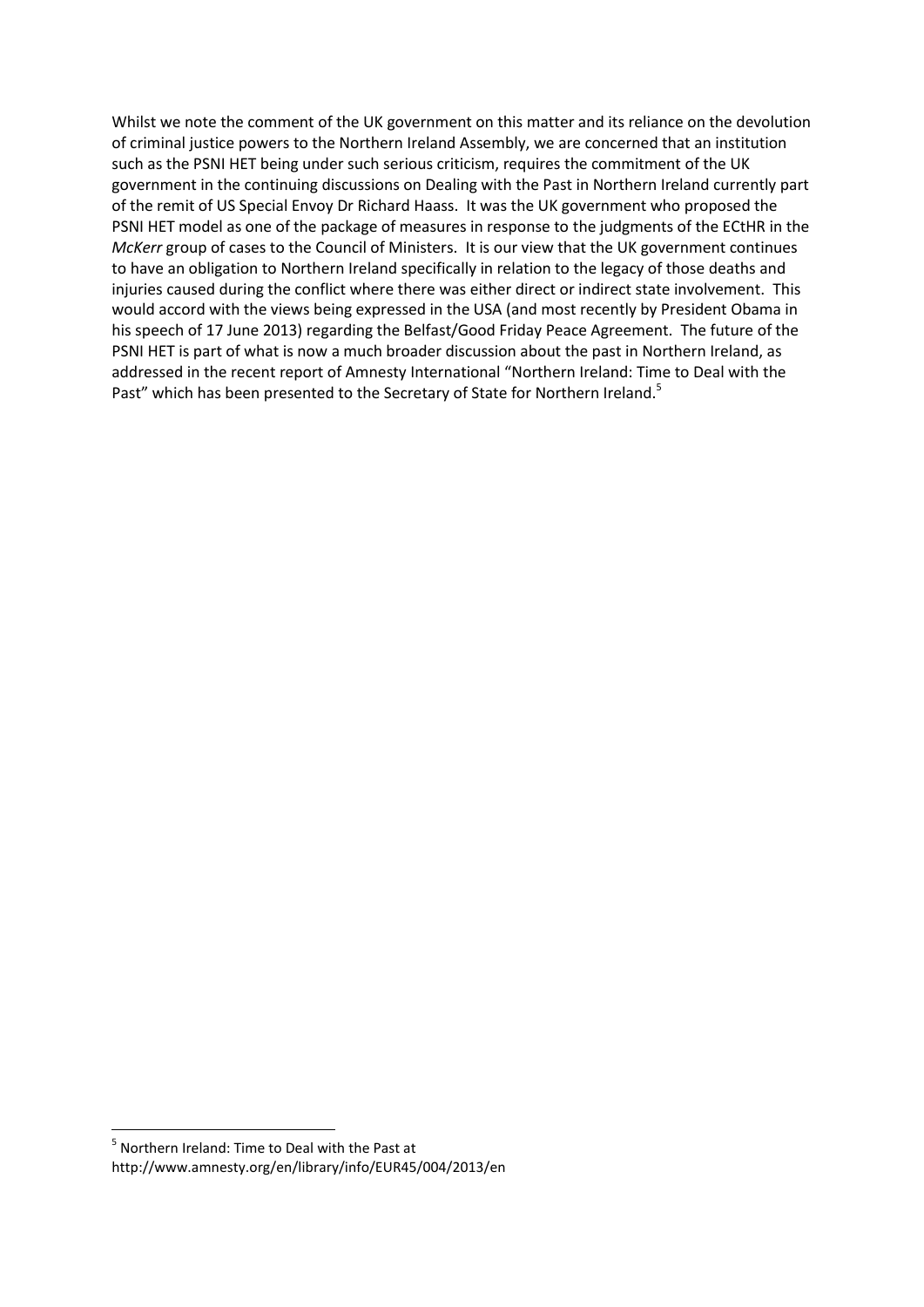Whilst we note the comment of the UK government on this matter and its reliance on the devolution of criminal justice powers to the Northern Ireland Assembly, we are concerned that an institution such as the PSNI HET being under such serious criticism, requires the commitment of the UK government in the continuing discussions on Dealing with the Past in Northern Ireland currently part of the remit of US Special Envoy Dr Richard Haass. It was the UK government who proposed the PSNI HET model as one of the package of measures in response to the judgments of the ECtHR in the *McKerr* group of cases to the Council of Ministers. It is our view that the UK government continues to have an obligation to Northern Ireland specifically in relation to the legacy of those deaths and injuries caused during the conflict where there was either direct or indirect state involvement. This would accord with the views being expressed in the USA (and most recently by President Obama in his speech of 17 June 2013) regarding the Belfast/Good Friday Peace Agreement. The future of the PSNI HET is part of what is now a much broader discussion about the past in Northern Ireland, as addressed in the recent report of Amnesty International "Northern Ireland: Time to Deal with the Past" which has been presented to the Secretary of State for Northern Ireland.[5]

---

[5] Northern Ireland: Time to Deal with the Past at http://www.amnesty.org/en/library/info/EUR45/004/2013/en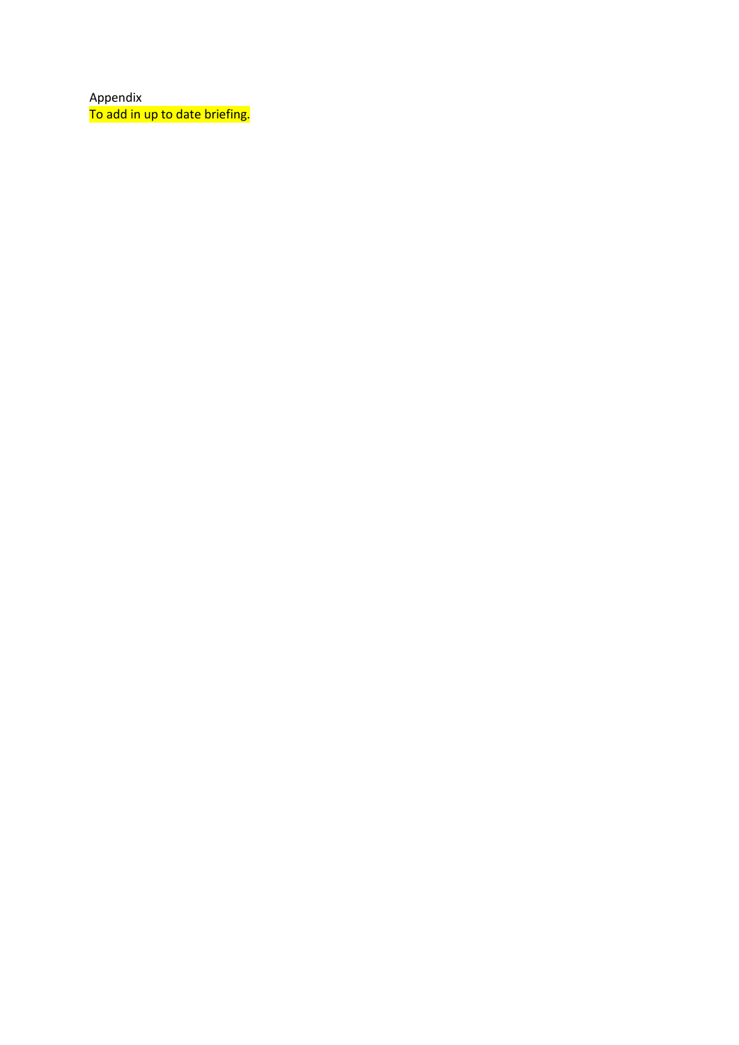Appendix

To add in up to date briefing.